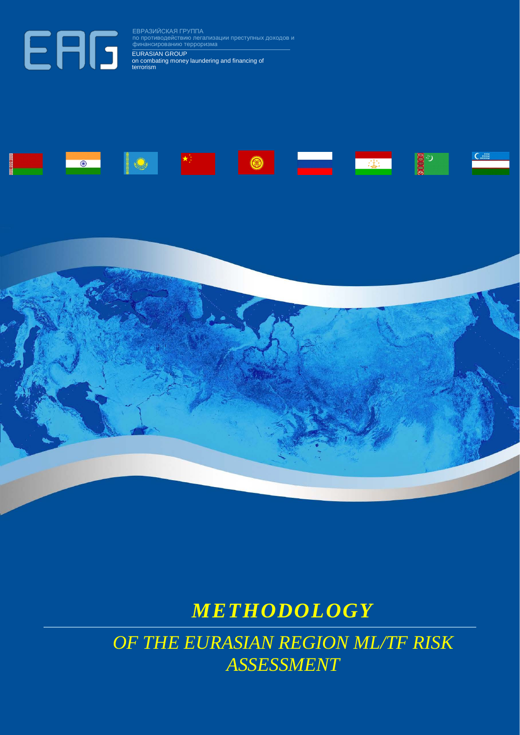ЕВРАЗИЙСКАЯ ГРУППА
по противодействию легализации преступных доходов и финансированию терроризма

EURASIAN GROUP
on combating money laundering and financing of terrorism

# *METHODOLOGY*

## *OF THE EURASIAN REGION ML/TF RISK ASSESSMENT*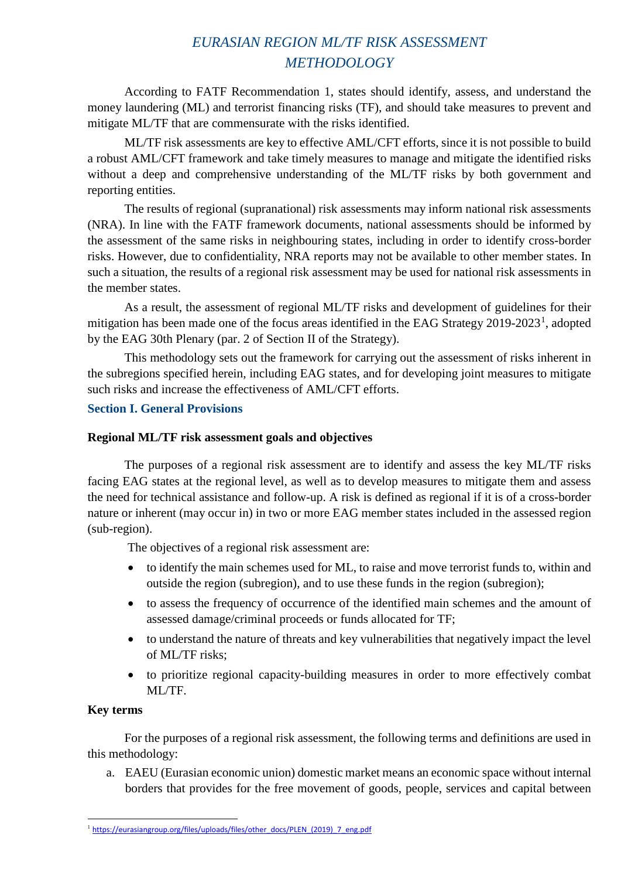# *EURASIAN REGION ML/TF RISK ASSESSMENT METHODOLOGY*

According to FATF Recommendation 1, states should identify, assess, and understand the money laundering (ML) and terrorist financing risks (TF), and should take measures to prevent and mitigate ML/TF that are commensurate with the risks identified.

ML/TF risk assessments are key to effective AML/CFT efforts, since it is not possible to build a robust AML/CFT framework and take timely measures to manage and mitigate the identified risks without a deep and comprehensive understanding of the ML/TF risks by both government and reporting entities.

The results of regional (supranational) risk assessments may inform national risk assessments (NRA). In line with the FATF framework documents, national assessments should be informed by the assessment of the same risks in neighbouring states, including in order to identify cross-border risks. However, due to confidentiality, NRA reports may not be available to other member states. In such a situation, the results of a regional risk assessment may be used for national risk assessments in the member states.

As a result, the assessment of regional ML/TF risks and development of guidelines for their mitigation has been made one of the focus areas identified in the EAG Strategy 2019-2023[1], adopted by the EAG 30th Plenary (par. 2 of Section II of the Strategy).

This methodology sets out the framework for carrying out the assessment of risks inherent in the subregions specified herein, including EAG states, and for developing joint measures to mitigate such risks and increase the effectiveness of AML/CFT efforts.

## Section I. General Provisions

### Regional ML/TF risk assessment goals and objectives

The purposes of a regional risk assessment are to identify and assess the key ML/TF risks facing EAG states at the regional level, as well as to develop measures to mitigate them and assess the need for technical assistance and follow-up. A risk is defined as regional if it is of a cross-border nature or inherent (may occur in) in two or more EAG member states included in the assessed region (sub-region).

The objectives of a regional risk assessment are:

- to identify the main schemes used for ML, to raise and move terrorist funds to, within and outside the region (subregion), and to use these funds in the region (subregion);
- to assess the frequency of occurrence of the identified main schemes and the amount of assessed damage/criminal proceeds or funds allocated for TF;
- to understand the nature of threats and key vulnerabilities that negatively impact the level of ML/TF risks;
- to prioritize regional capacity-building measures in order to more effectively combat ML/TF.

### Key terms

For the purposes of a regional risk assessment, the following terms and definitions are used in this methodology:

a. EAEU (Eurasian economic union) domestic market means an economic space without internal borders that provides for the free movement of goods, people, services and capital between

[1] https://eurasiangroup.org/files/uploads/files/other_docs/PLEN_(2019)_7_eng.pdf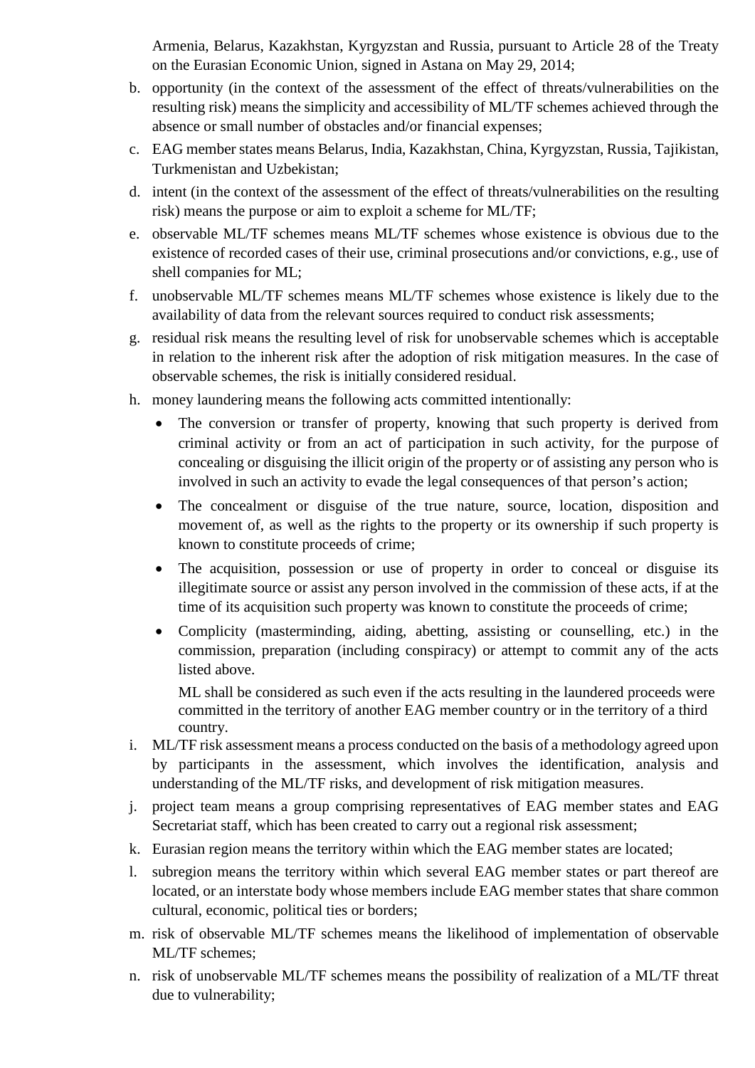Armenia, Belarus, Kazakhstan, Kyrgyzstan and Russia, pursuant to Article 28 of the Treaty on the Eurasian Economic Union, signed in Astana on May 29, 2014;

b. opportunity (in the context of the assessment of the effect of threats/vulnerabilities on the resulting risk) means the simplicity and accessibility of ML/TF schemes achieved through the absence or small number of obstacles and/or financial expenses;

c. EAG member states means Belarus, India, Kazakhstan, China, Kyrgyzstan, Russia, Tajikistan, Turkmenistan and Uzbekistan;

d. intent (in the context of the assessment of the effect of threats/vulnerabilities on the resulting risk) means the purpose or aim to exploit a scheme for ML/TF;

e. observable ML/TF schemes means ML/TF schemes whose existence is obvious due to the existence of recorded cases of their use, criminal prosecutions and/or convictions, e.g., use of shell companies for ML;

f. unobservable ML/TF schemes means ML/TF schemes whose existence is likely due to the availability of data from the relevant sources required to conduct risk assessments;

g. residual risk means the resulting level of risk for unobservable schemes which is acceptable in relation to the inherent risk after the adoption of risk mitigation measures. In the case of observable schemes, the risk is initially considered residual.

h. money laundering means the following acts committed intentionally:

   - The conversion or transfer of property, knowing that such property is derived from criminal activity or from an act of participation in such activity, for the purpose of concealing or disguising the illicit origin of the property or of assisting any person who is involved in such an activity to evade the legal consequences of that person's action;
   - The concealment or disguise of the true nature, source, location, disposition and movement of, as well as the rights to the property or its ownership if such property is known to constitute proceeds of crime;
   - The acquisition, possession or use of property in order to conceal or disguise its illegitimate source or assist any person involved in the commission of these acts, if at the time of its acquisition such property was known to constitute the proceeds of crime;
   - Complicity (masterminding, aiding, abetting, assisting or counselling, etc.) in the commission, preparation (including conspiracy) or attempt to commit any of the acts listed above.

   ML shall be considered as such even if the acts resulting in the laundered proceeds were committed in the territory of another EAG member country or in the territory of a third country.

i. ML/TF risk assessment means a process conducted on the basis of a methodology agreed upon by participants in the assessment, which involves the identification, analysis and understanding of the ML/TF risks, and development of risk mitigation measures.

j. project team means a group comprising representatives of EAG member states and EAG Secretariat staff, which has been created to carry out a regional risk assessment;

k. Eurasian region means the territory within which the EAG member states are located;

l. subregion means the territory within which several EAG member states or part thereof are located, or an interstate body whose members include EAG member states that share common cultural, economic, political ties or borders;

m. risk of observable ML/TF schemes means the likelihood of implementation of observable ML/TF schemes;

n. risk of unobservable ML/TF schemes means the possibility of realization of a ML/TF threat due to vulnerability;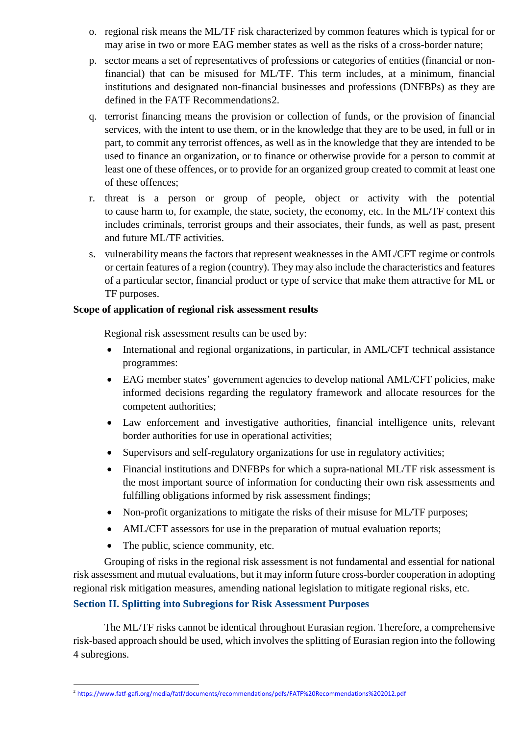o. regional risk means the ML/TF risk characterized by common features which is typical for or may arise in two or more EAG member states as well as the risks of a cross-border nature;

p. sector means a set of representatives of professions or categories of entities (financial or non-financial) that can be misused for ML/TF. This term includes, at a minimum, financial institutions and designated non-financial businesses and professions (DNFBPs) as they are defined in the FATF Recommendations[2].

q. terrorist financing means the provision or collection of funds, or the provision of financial services, with the intent to use them, or in the knowledge that they are to be used, in full or in part, to commit any terrorist offences, as well as in the knowledge that they are intended to be used to finance an organization, or to finance or otherwise provide for a person to commit at least one of these offences, or to provide for an organized group created to commit at least one of these offences;

r. threat is a person or group of people, object or activity with the potential to cause harm to, for example, the state, society, the economy, etc. In the ML/TF context this includes criminals, terrorist groups and their associates, their funds, as well as past, present and future ML/TF activities.

s. vulnerability means the factors that represent weaknesses in the AML/CFT regime or controls or certain features of a region (country). They may also include the characteristics and features of a particular sector, financial product or type of service that make them attractive for ML or TF purposes.

**Scope of application of regional risk assessment results**

Regional risk assessment results can be used by:

- International and regional organizations, in particular, in AML/CFT technical assistance programmes:
- EAG member states' government agencies to develop national AML/CFT policies, make informed decisions regarding the regulatory framework and allocate resources for the competent authorities;
- Law enforcement and investigative authorities, financial intelligence units, relevant border authorities for use in operational activities;
- Supervisors and self-regulatory organizations for use in regulatory activities;
- Financial institutions and DNFBPs for which a supra-national ML/TF risk assessment is the most important source of information for conducting their own risk assessments and fulfilling obligations informed by risk assessment findings;
- Non-profit organizations to mitigate the risks of their misuse for ML/TF purposes;
- AML/CFT assessors for use in the preparation of mutual evaluation reports;
- The public, science community, etc.

Grouping of risks in the regional risk assessment is not fundamental and essential for national risk assessment and mutual evaluations, but it may inform future cross-border cooperation in adopting regional risk mitigation measures, amending national legislation to mitigate regional risks, etc.

## Section II. Splitting into Subregions for Risk Assessment Purposes

The ML/TF risks cannot be identical throughout Eurasian region. Therefore, a comprehensive risk-based approach should be used, which involves the splitting of Eurasian region into the following 4 subregions.

---

[2] https://www.fatf-gafi.org/media/fatf/documents/recommendations/pdfs/FATF%20Recommendations%202012.pdf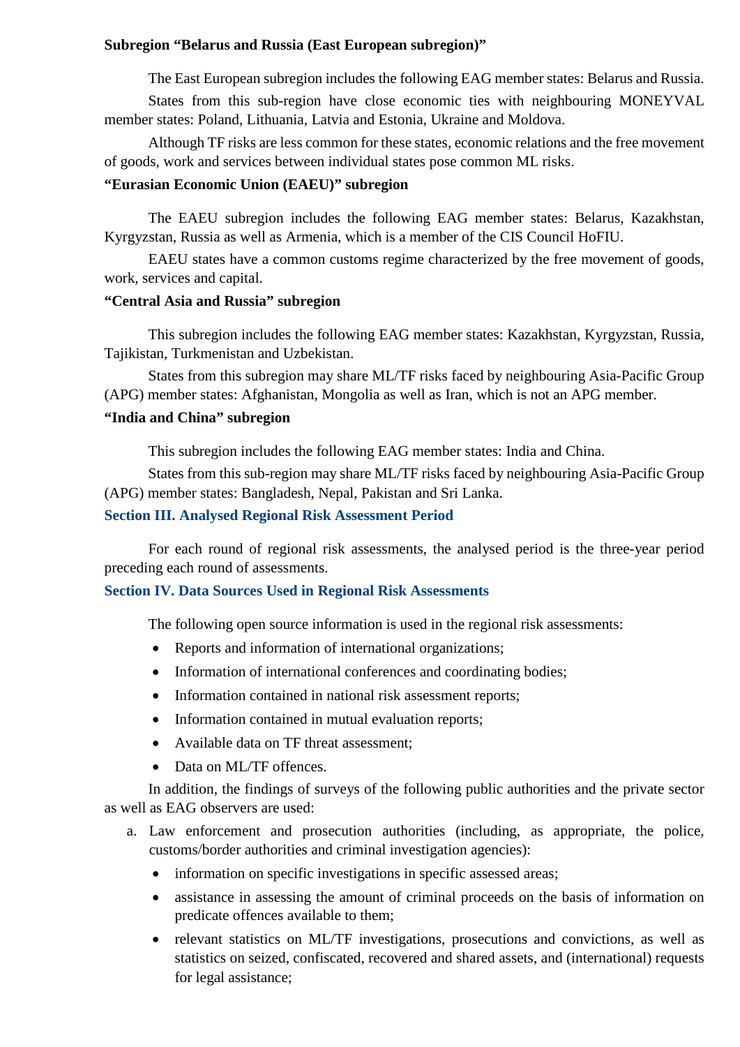**Subregion "Belarus and Russia (East European subregion)"**

The East European subregion includes the following EAG member states: Belarus and Russia.

States from this sub-region have close economic ties with neighbouring MONEYVAL member states: Poland, Lithuania, Latvia and Estonia, Ukraine and Moldova.

Although TF risks are less common for these states, economic relations and the free movement of goods, work and services between individual states pose common ML risks.

**"Eurasian Economic Union (EAEU)" subregion**

The EAEU subregion includes the following EAG member states: Belarus, Kazakhstan, Kyrgyzstan, Russia as well as Armenia, which is a member of the CIS Council HoFIU.

EAEU states have a common customs regime characterized by the free movement of goods, work, services and capital.

**"Central Asia and Russia" subregion**

This subregion includes the following EAG member states: Kazakhstan, Kyrgyzstan, Russia, Tajikistan, Turkmenistan and Uzbekistan.

States from this subregion may share ML/TF risks faced by neighbouring Asia-Pacific Group (APG) member states: Afghanistan, Mongolia as well as Iran, which is not an APG member.

**"India and China" subregion**

This subregion includes the following EAG member states: India and China.

States from this sub-region may share ML/TF risks faced by neighbouring Asia-Pacific Group (APG) member states: Bangladesh, Nepal, Pakistan and Sri Lanka.

## Section III. Analysed Regional Risk Assessment Period

For each round of regional risk assessments, the analysed period is the three-year period preceding each round of assessments.

## Section IV. Data Sources Used in Regional Risk Assessments

The following open source information is used in the regional risk assessments:

- Reports and information of international organizations;
- Information of international conferences and coordinating bodies;
- Information contained in national risk assessment reports;
- Information contained in mutual evaluation reports;
- Available data on TF threat assessment;
- Data on ML/TF offences.

In addition, the findings of surveys of the following public authorities and the private sector as well as EAG observers are used:

a. Law enforcement and prosecution authorities (including, as appropriate, the police, customs/border authorities and criminal investigation agencies):
   - information on specific investigations in specific assessed areas;
   - assistance in assessing the amount of criminal proceeds on the basis of information on predicate offences available to them;
   - relevant statistics on ML/TF investigations, prosecutions and convictions, as well as statistics on seized, confiscated, recovered and shared assets, and (international) requests for legal assistance;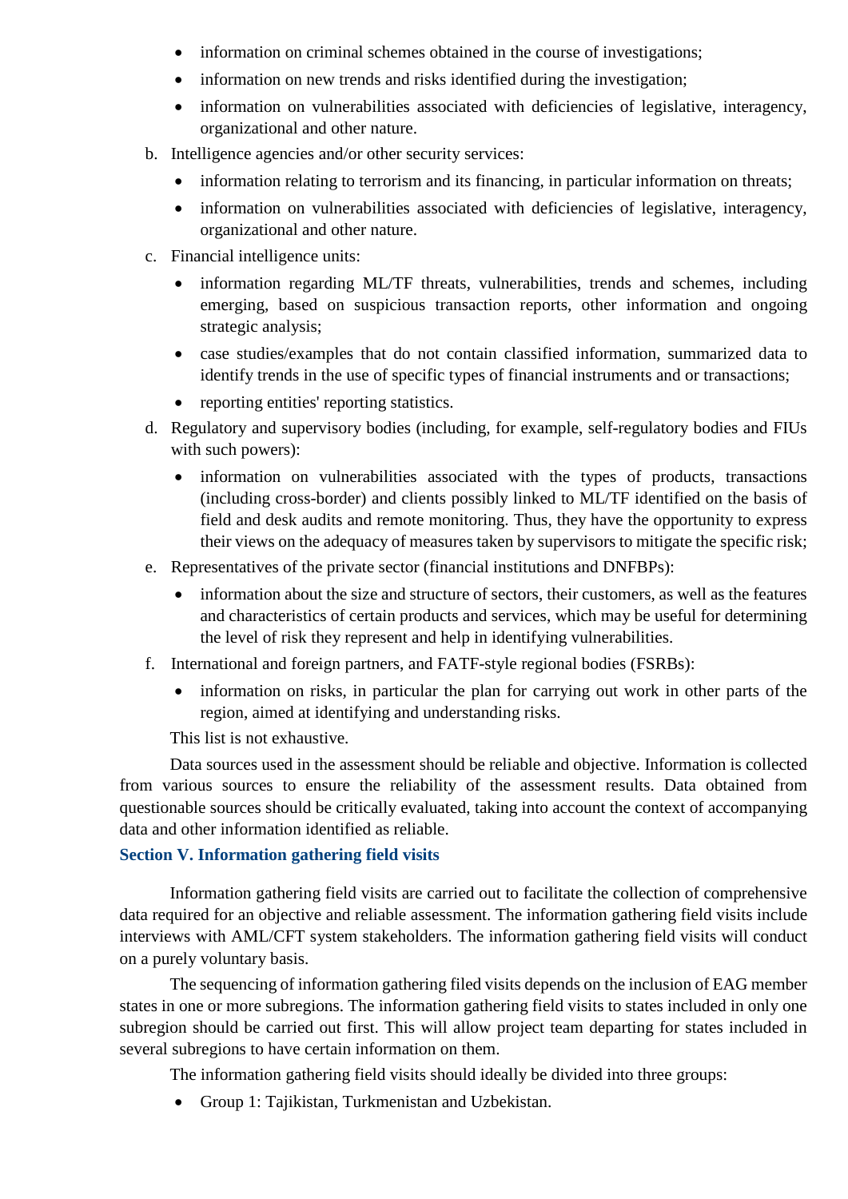- information on criminal schemes obtained in the course of investigations;
- information on new trends and risks identified during the investigation;
- information on vulnerabilities associated with deficiencies of legislative, interagency, organizational and other nature.

b. Intelligence agencies and/or other security services:

- information relating to terrorism and its financing, in particular information on threats;
- information on vulnerabilities associated with deficiencies of legislative, interagency, organizational and other nature.

c. Financial intelligence units:

- information regarding ML/TF threats, vulnerabilities, trends and schemes, including emerging, based on suspicious transaction reports, other information and ongoing strategic analysis;
- case studies/examples that do not contain classified information, summarized data to identify trends in the use of specific types of financial instruments and or transactions;
- reporting entities' reporting statistics.

d. Regulatory and supervisory bodies (including, for example, self-regulatory bodies and FIUs with such powers):

- information on vulnerabilities associated with the types of products, transactions (including cross-border) and clients possibly linked to ML/TF identified on the basis of field and desk audits and remote monitoring. Thus, they have the opportunity to express their views on the adequacy of measures taken by supervisors to mitigate the specific risk;

e. Representatives of the private sector (financial institutions and DNFBPs):

- information about the size and structure of sectors, their customers, as well as the features and characteristics of certain products and services, which may be useful for determining the level of risk they represent and help in identifying vulnerabilities.

f. International and foreign partners, and FATF-style regional bodies (FSRBs):

- information on risks, in particular the plan for carrying out work in other parts of the region, aimed at identifying and understanding risks.

This list is not exhaustive.

Data sources used in the assessment should be reliable and objective. Information is collected from various sources to ensure the reliability of the assessment results. Data obtained from questionable sources should be critically evaluated, taking into account the context of accompanying data and other information identified as reliable.

### Section V. Information gathering field visits

Information gathering field visits are carried out to facilitate the collection of comprehensive data required for an objective and reliable assessment. The information gathering field visits include interviews with AML/CFT system stakeholders. The information gathering field visits will conduct on a purely voluntary basis.

The sequencing of information gathering filed visits depends on the inclusion of EAG member states in one or more subregions. The information gathering field visits to states included in only one subregion should be carried out first. This will allow project team departing for states included in several subregions to have certain information on them.

The information gathering field visits should ideally be divided into three groups:

- Group 1: Tajikistan, Turkmenistan and Uzbekistan.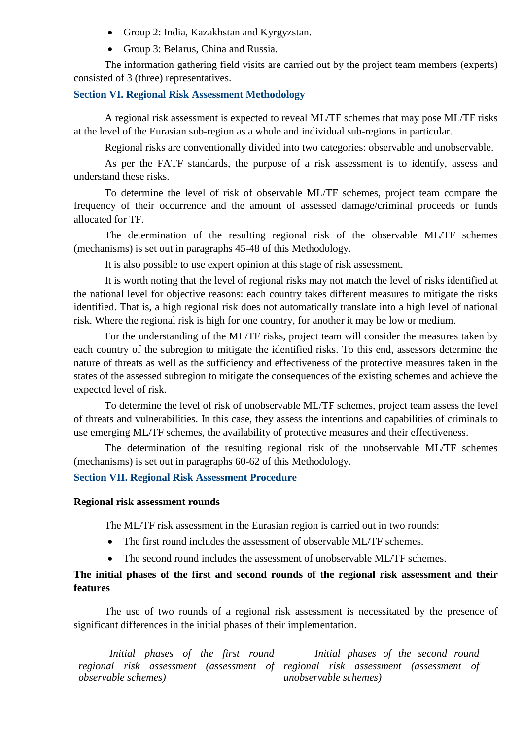- Group 2: India, Kazakhstan and Kyrgyzstan.
- Group 3: Belarus, China and Russia.

The information gathering field visits are carried out by the project team members (experts) consisted of 3 (three) representatives.

## Section VI. Regional Risk Assessment Methodology

A regional risk assessment is expected to reveal ML/TF schemes that may pose ML/TF risks at the level of the Eurasian sub-region as a whole and individual sub-regions in particular.

Regional risks are conventionally divided into two categories: observable and unobservable.

As per the FATF standards, the purpose of a risk assessment is to identify, assess and understand these risks.

To determine the level of risk of observable ML/TF schemes, project team compare the frequency of their occurrence and the amount of assessed damage/criminal proceeds or funds allocated for TF.

The determination of the resulting regional risk of the observable ML/TF schemes (mechanisms) is set out in paragraphs 45-48 of this Methodology.

It is also possible to use expert opinion at this stage of risk assessment.

It is worth noting that the level of regional risks may not match the level of risks identified at the national level for objective reasons: each country takes different measures to mitigate the risks identified. That is, a high regional risk does not automatically translate into a high level of national risk. Where the regional risk is high for one country, for another it may be low or medium.

For the understanding of the ML/TF risks, project team will consider the measures taken by each country of the subregion to mitigate the identified risks. To this end, assessors determine the nature of threats as well as the sufficiency and effectiveness of the protective measures taken in the states of the assessed subregion to mitigate the consequences of the existing schemes and achieve the expected level of risk.

To determine the level of risk of unobservable ML/TF schemes, project team assess the level of threats and vulnerabilities. In this case, they assess the intentions and capabilities of criminals to use emerging ML/TF schemes, the availability of protective measures and their effectiveness.

The determination of the resulting regional risk of the unobservable ML/TF schemes (mechanisms) is set out in paragraphs 60-62 of this Methodology.

## Section VII. Regional Risk Assessment Procedure

**Regional risk assessment rounds**

The ML/TF risk assessment in the Eurasian region is carried out in two rounds:

- The first round includes the assessment of observable ML/TF schemes.
- The second round includes the assessment of unobservable ML/TF schemes.

**The initial phases of the first and second rounds of the regional risk assessment and their features**

The use of two rounds of a regional risk assessment is necessitated by the presence of significant differences in the initial phases of their implementation.

| *Initial phases of the first round regional risk assessment (assessment of observable schemes)* | *Initial phases of the second round regional risk assessment (assessment of unobservable schemes)* |
|---|---|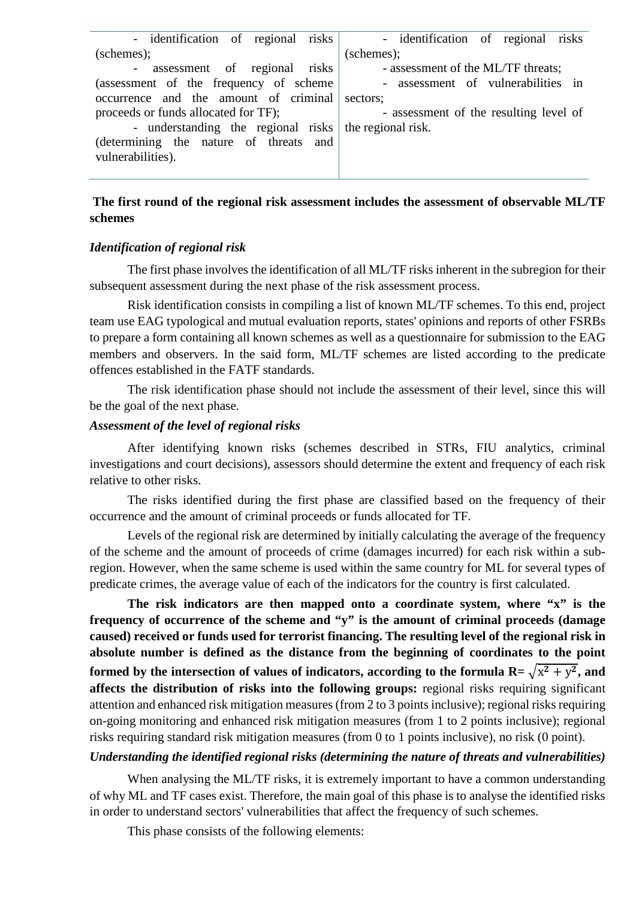| - identification of regional risks (schemes);<br>- assessment of regional risks (assessment of the frequency of scheme occurrence and the amount of criminal proceeds or funds allocated for TF);<br>- understanding the regional risks (determining the nature of threats and vulnerabilities). | - identification of regional risks (schemes);<br>- assessment of the ML/TF threats;<br>- assessment of vulnerabilities in sectors;<br>- assessment of the resulting level of the regional risk. |
|---|---|

**The first round of the regional risk assessment includes the assessment of observable ML/TF schemes**

***Identification of regional risk***

The first phase involves the identification of all ML/TF risks inherent in the subregion for their subsequent assessment during the next phase of the risk assessment process.

Risk identification consists in compiling a list of known ML/TF schemes. To this end, project team use EAG typological and mutual evaluation reports, states' opinions and reports of other FSRBs to prepare a form containing all known schemes as well as a questionnaire for submission to the EAG members and observers. In the said form, ML/TF schemes are listed according to the predicate offences established in the FATF standards.

The risk identification phase should not include the assessment of their level, since this will be the goal of the next phase.

***Assessment of the level of regional risks***

After identifying known risks (schemes described in STRs, FIU analytics, criminal investigations and court decisions), assessors should determine the extent and frequency of each risk relative to other risks.

The risks identified during the first phase are classified based on the frequency of their occurrence and the amount of criminal proceeds or funds allocated for TF.

Levels of the regional risk are determined by initially calculating the average of the frequency of the scheme and the amount of proceeds of crime (damages incurred) for each risk within a sub-region. However, when the same scheme is used within the same country for ML for several types of predicate crimes, the average value of each of the indicators for the country is first calculated.

**The risk indicators are then mapped onto a coordinate system, where "x" is the frequency of occurrence of the scheme and "y" is the amount of criminal proceeds (damage caused) received or funds used for terrorist financing. The resulting level of the regional risk in absolute number is defined as the distance from the beginning of coordinates to the point formed by the intersection of values of indicators, according to the formula $R = \sqrt{x^2 + y^2}$, and affects the distribution of risks into the following groups:** regional risks requiring significant attention and enhanced risk mitigation measures (from 2 to 3 points inclusive); regional risks requiring on-going monitoring and enhanced risk mitigation measures (from 1 to 2 points inclusive); regional risks requiring standard risk mitigation measures (from 0 to 1 points inclusive), no risk (0 point).

***Understanding the identified regional risks (determining the nature of threats and vulnerabilities)***

When analysing the ML/TF risks, it is extremely important to have a common understanding of why ML and TF cases exist. Therefore, the main goal of this phase is to analyse the identified risks in order to understand sectors' vulnerabilities that affect the frequency of such schemes.

This phase consists of the following elements: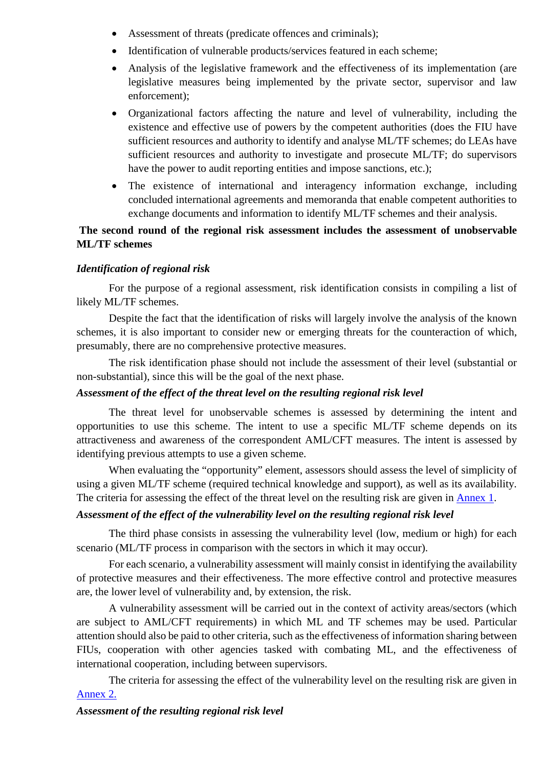- Assessment of threats (predicate offences and criminals);
- Identification of vulnerable products/services featured in each scheme;
- Analysis of the legislative framework and the effectiveness of its implementation (are legislative measures being implemented by the private sector, supervisor and law enforcement);
- Organizational factors affecting the nature and level of vulnerability, including the existence and effective use of powers by the competent authorities (does the FIU have sufficient resources and authority to identify and analyse ML/TF schemes; do LEAs have sufficient resources and authority to investigate and prosecute ML/TF; do supervisors have the power to audit reporting entities and impose sanctions, etc.);
- The existence of international and interagency information exchange, including concluded international agreements and memoranda that enable competent authorities to exchange documents and information to identify ML/TF schemes and their analysis.

**The second round of the regional risk assessment includes the assessment of unobservable ML/TF schemes**

***Identification of regional risk***

For the purpose of a regional assessment, risk identification consists in compiling a list of likely ML/TF schemes.

Despite the fact that the identification of risks will largely involve the analysis of the known schemes, it is also important to consider new or emerging threats for the counteraction of which, presumably, there are no comprehensive protective measures.

The risk identification phase should not include the assessment of their level (substantial or non-substantial), since this will be the goal of the next phase.

***Assessment of the effect of the threat level on the resulting regional risk level***

The threat level for unobservable schemes is assessed by determining the intent and opportunities to use this scheme. The intent to use a specific ML/TF scheme depends on its attractiveness and awareness of the correspondent AML/CFT measures. The intent is assessed by identifying previous attempts to use a given scheme.

When evaluating the "opportunity" element, assessors should assess the level of simplicity of using a given ML/TF scheme (required technical knowledge and support), as well as its availability. The criteria for assessing the effect of the threat level on the resulting risk are given in Annex 1.

***Assessment of the effect of the vulnerability level on the resulting regional risk level***

The third phase consists in assessing the vulnerability level (low, medium or high) for each scenario (ML/TF process in comparison with the sectors in which it may occur).

For each scenario, a vulnerability assessment will mainly consist in identifying the availability of protective measures and their effectiveness. The more effective control and protective measures are, the lower level of vulnerability and, by extension, the risk.

A vulnerability assessment will be carried out in the context of activity areas/sectors (which are subject to AML/CFT requirements) in which ML and TF schemes may be used. Particular attention should also be paid to other criteria, such as the effectiveness of information sharing between FIUs, cooperation with other agencies tasked with combating ML, and the effectiveness of international cooperation, including between supervisors.

The criteria for assessing the effect of the vulnerability level on the resulting risk are given in Annex 2.

***Assessment of the resulting regional risk level***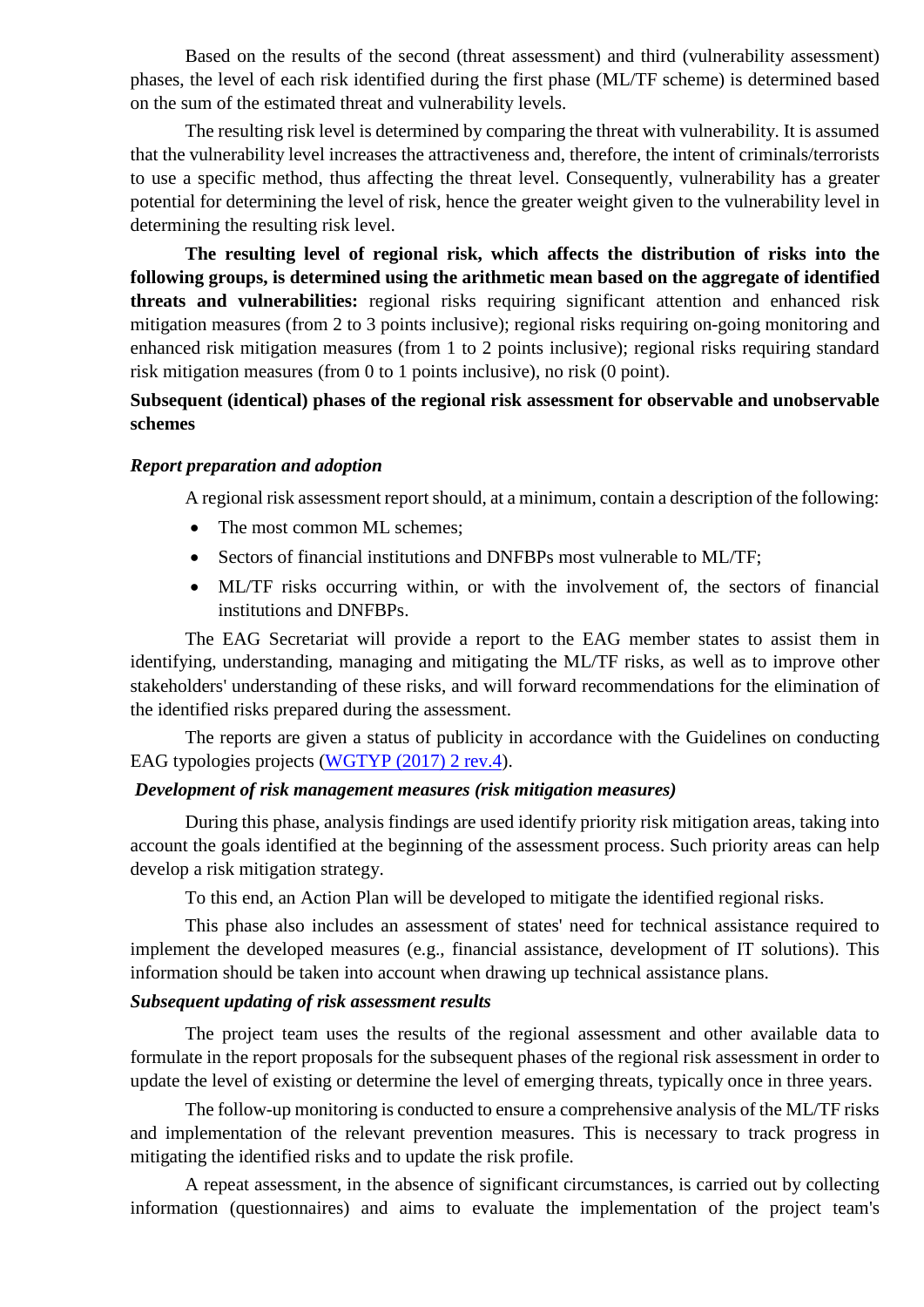Based on the results of the second (threat assessment) and third (vulnerability assessment) phases, the level of each risk identified during the first phase (ML/TF scheme) is determined based on the sum of the estimated threat and vulnerability levels.

The resulting risk level is determined by comparing the threat with vulnerability. It is assumed that the vulnerability level increases the attractiveness and, therefore, the intent of criminals/terrorists to use a specific method, thus affecting the threat level. Consequently, vulnerability has a greater potential for determining the level of risk, hence the greater weight given to the vulnerability level in determining the resulting risk level.

**The resulting level of regional risk, which affects the distribution of risks into the following groups, is determined using the arithmetic mean based on the aggregate of identified threats and vulnerabilities:** regional risks requiring significant attention and enhanced risk mitigation measures (from 2 to 3 points inclusive); regional risks requiring on-going monitoring and enhanced risk mitigation measures (from 1 to 2 points inclusive); regional risks requiring standard risk mitigation measures (from 0 to 1 points inclusive), no risk (0 point).

**Subsequent (identical) phases of the regional risk assessment for observable and unobservable schemes**

***Report preparation and adoption***

A regional risk assessment report should, at a minimum, contain a description of the following:

- The most common ML schemes;
- Sectors of financial institutions and DNFBPs most vulnerable to ML/TF;
- ML/TF risks occurring within, or with the involvement of, the sectors of financial institutions and DNFBPs.

The EAG Secretariat will provide a report to the EAG member states to assist them in identifying, understanding, managing and mitigating the ML/TF risks, as well as to improve other stakeholders' understanding of these risks, and will forward recommendations for the elimination of the identified risks prepared during the assessment.

The reports are given a status of publicity in accordance with the Guidelines on conducting EAG typologies projects (WGTYP (2017) 2 rev.4).

***Development of risk management measures (risk mitigation measures)***

During this phase, analysis findings are used identify priority risk mitigation areas, taking into account the goals identified at the beginning of the assessment process. Such priority areas can help develop a risk mitigation strategy.

To this end, an Action Plan will be developed to mitigate the identified regional risks.

This phase also includes an assessment of states' need for technical assistance required to implement the developed measures (e.g., financial assistance, development of IT solutions). This information should be taken into account when drawing up technical assistance plans.

***Subsequent updating of risk assessment results***

The project team uses the results of the regional assessment and other available data to formulate in the report proposals for the subsequent phases of the regional risk assessment in order to update the level of existing or determine the level of emerging threats, typically once in three years.

The follow-up monitoring is conducted to ensure a comprehensive analysis of the ML/TF risks and implementation of the relevant prevention measures. This is necessary to track progress in mitigating the identified risks and to update the risk profile.

A repeat assessment, in the absence of significant circumstances, is carried out by collecting information (questionnaires) and aims to evaluate the implementation of the project team's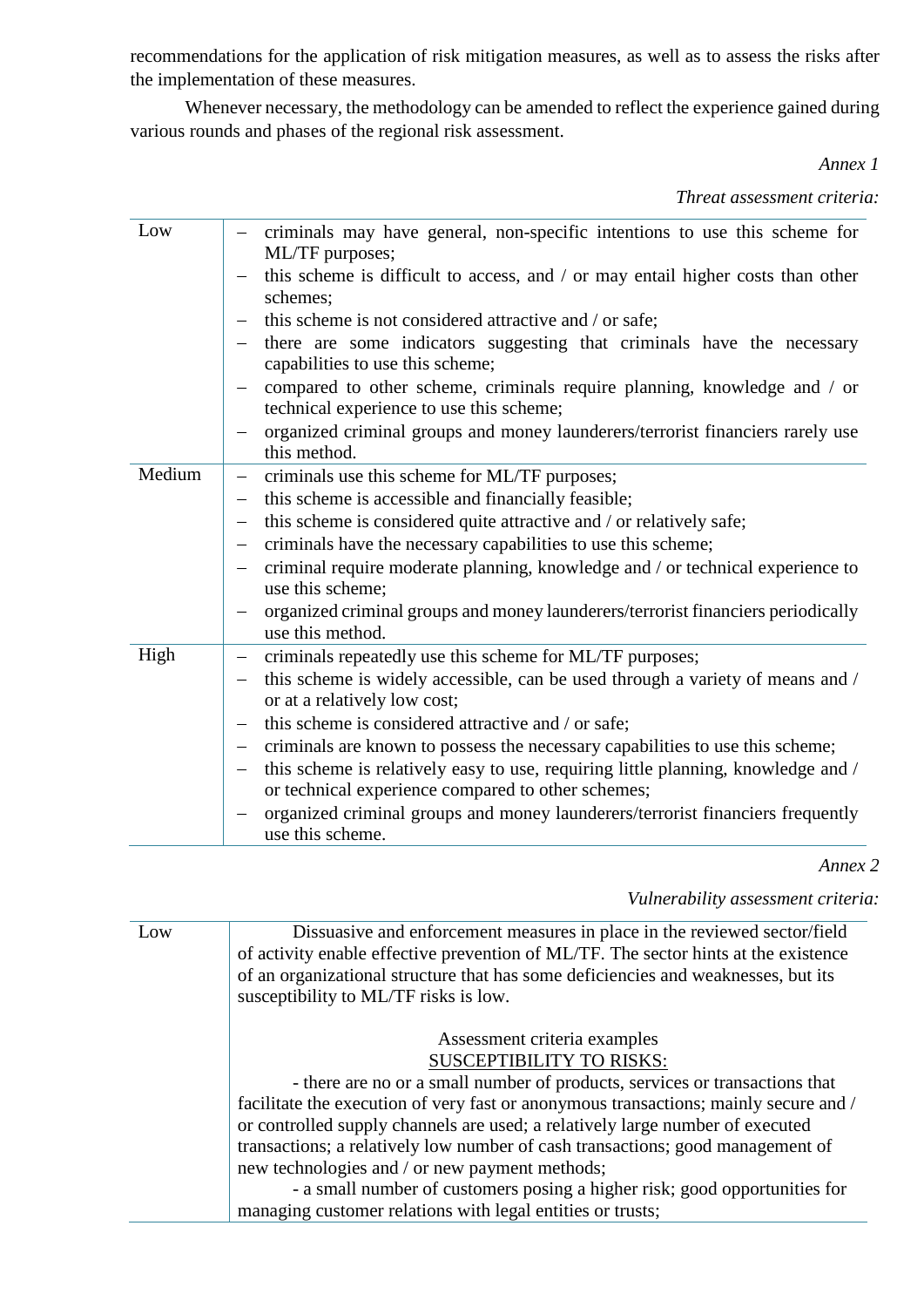recommendations for the application of risk mitigation measures, as well as to assess the risks after the implementation of these measures.

Whenever necessary, the methodology can be amended to reflect the experience gained during various rounds and phases of the regional risk assessment.

*Annex 1*

*Threat assessment criteria:*

| | |
|---|---|
| Low | – criminals may have general, non-specific intentions to use this scheme for ML/TF purposes;<br>– this scheme is difficult to access, and / or may entail higher costs than other schemes;<br>– this scheme is not considered attractive and / or safe;<br>– there are some indicators suggesting that criminals have the necessary capabilities to use this scheme;<br>– compared to other scheme, criminals require planning, knowledge and / or technical experience to use this scheme;<br>– organized criminal groups and money launderers/terrorist financiers rarely use this method. |
| Medium | – criminals use this scheme for ML/TF purposes;<br>– this scheme is accessible and financially feasible;<br>– this scheme is considered quite attractive and / or relatively safe;<br>– criminals have the necessary capabilities to use this scheme;<br>– criminal require moderate planning, knowledge and / or technical experience to use this scheme;<br>– organized criminal groups and money launderers/terrorist financiers periodically use this method. |
| High | – criminals repeatedly use this scheme for ML/TF purposes;<br>– this scheme is widely accessible, can be used through a variety of means and / or at a relatively low cost;<br>– this scheme is considered attractive and / or safe;<br>– criminals are known to possess the necessary capabilities to use this scheme;<br>– this scheme is relatively easy to use, requiring little planning, knowledge and / or technical experience compared to other schemes;<br>– organized criminal groups and money launderers/terrorist financiers frequently use this scheme. |

*Annex 2*

*Vulnerability assessment criteria:*

| | |
|---|---|
| Low | Dissuasive and enforcement measures in place in the reviewed sector/field of activity enable effective prevention of ML/TF. The sector hints at the existence of an organizational structure that has some deficiencies and weaknesses, but its susceptibility to ML/TF risks is low.<br><br>Assessment criteria examples<br>SUSCEPTIBILITY TO RISKS:<br>- there are no or a small number of products, services or transactions that facilitate the execution of very fast or anonymous transactions; mainly secure and / or controlled supply channels are used; a relatively large number of executed transactions; a relatively low number of cash transactions; good management of new technologies and / or new payment methods;<br>- a small number of customers posing a higher risk; good opportunities for managing customer relations with legal entities or trusts; |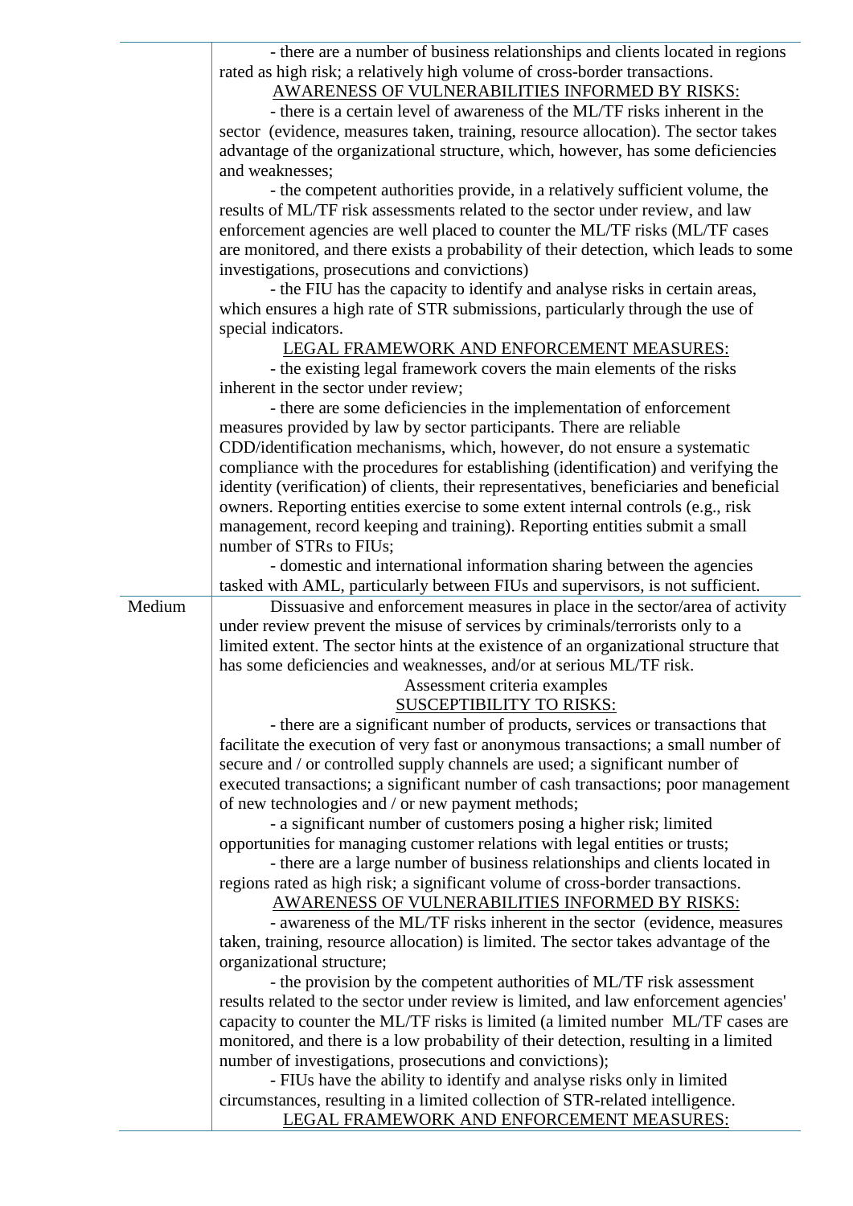| | |
|---|---|
| | - there are a number of business relationships and clients located in regions rated as high risk; a relatively high volume of cross-border transactions.<br><br>AWARENESS OF VULNERABILITIES INFORMED BY RISKS:<br><br>- there is a certain level of awareness of the ML/TF risks inherent in the sector (evidence, measures taken, training, resource allocation). The sector takes advantage of the organizational structure, which, however, has some deficiencies and weaknesses;<br><br>- the competent authorities provide, in a relatively sufficient volume, the results of ML/TF risk assessments related to the sector under review, and law enforcement agencies are well placed to counter the ML/TF risks (ML/TF cases are monitored, and there exists a probability of their detection, which leads to some investigations, prosecutions and convictions)<br><br>- the FIU has the capacity to identify and analyse risks in certain areas, which ensures a high rate of STR submissions, particularly through the use of special indicators.<br><br>LEGAL FRAMEWORK AND ENFORCEMENT MEASURES:<br><br>- the existing legal framework covers the main elements of the risks inherent in the sector under review;<br><br>- there are some deficiencies in the implementation of enforcement measures provided by law by sector participants. There are reliable CDD/identification mechanisms, which, however, do not ensure a systematic compliance with the procedures for establishing (identification) and verifying the identity (verification) of clients, their representatives, beneficiaries and beneficial owners. Reporting entities exercise to some extent internal controls (e.g., risk management, record keeping and training). Reporting entities submit a small number of STRs to FIUs;<br><br>- domestic and international information sharing between the agencies tasked with AML, particularly between FIUs and supervisors, is not sufficient. |
| Medium | Dissuasive and enforcement measures in place in the sector/area of activity under review prevent the misuse of services by criminals/terrorists only to a limited extent. The sector hints at the existence of an organizational structure that has some deficiencies and weaknesses, and/or at serious ML/TF risk.<br><br>Assessment criteria examples<br><br>SUSCEPTIBILITY TO RISKS:<br><br>- there are a significant number of products, services or transactions that facilitate the execution of very fast or anonymous transactions; a small number of secure and / or controlled supply channels are used; a significant number of executed transactions; a significant number of cash transactions; poor management of new technologies and / or new payment methods;<br><br>- a significant number of customers posing a higher risk; limited opportunities for managing customer relations with legal entities or trusts;<br><br>- there are a large number of business relationships and clients located in regions rated as high risk; a significant volume of cross-border transactions.<br><br>AWARENESS OF VULNERABILITIES INFORMED BY RISKS:<br><br>- awareness of the ML/TF risks inherent in the sector (evidence, measures taken, training, resource allocation) is limited. The sector takes advantage of the organizational structure;<br><br>- the provision by the competent authorities of ML/TF risk assessment results related to the sector under review is limited, and law enforcement agencies' capacity to counter the ML/TF risks is limited (a limited number ML/TF cases are monitored, and there is a low probability of their detection, resulting in a limited number of investigations, prosecutions and convictions);<br><br>- FIUs have the ability to identify and analyse risks only in limited circumstances, resulting in a limited collection of STR-related intelligence.<br><br>LEGAL FRAMEWORK AND ENFORCEMENT MEASURES: |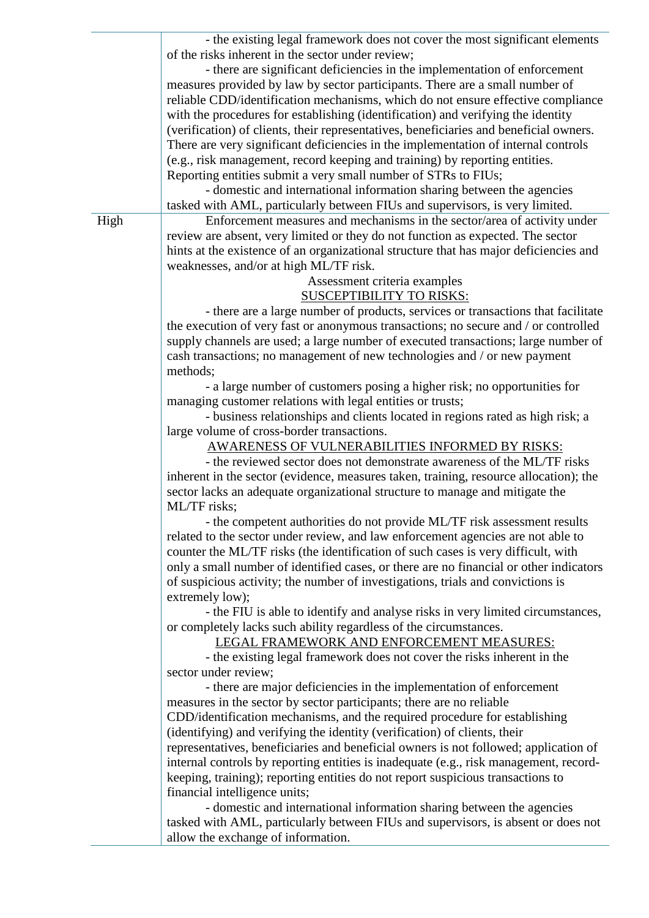| | |
|---|---|
| | - the existing legal framework does not cover the most significant elements of the risks inherent in the sector under review;<br>- there are significant deficiencies in the implementation of enforcement measures provided by law by sector participants. There are a small number of reliable CDD/identification mechanisms, which do not ensure effective compliance with the procedures for establishing (identification) and verifying the identity (verification) of clients, their representatives, beneficiaries and beneficial owners. There are very significant deficiencies in the implementation of internal controls (e.g., risk management, record keeping and training) by reporting entities. Reporting entities submit a very small number of STRs to FIUs;<br>- domestic and international information sharing between the agencies tasked with AML, particularly between FIUs and supervisors, is very limited. |
| High | Enforcement measures and mechanisms in the sector/area of activity under review are absent, very limited or they do not function as expected. The sector hints at the existence of an organizational structure that has major deficiencies and weaknesses, and/or at high ML/TF risk.<br>Assessment criteria examples<br>SUSCEPTIBILITY TO RISKS:<br>- there are a large number of products, services or transactions that facilitate the execution of very fast or anonymous transactions; no secure and / or controlled supply channels are used; a large number of executed transactions; large number of cash transactions; no management of new technologies and / or new payment methods;<br>- a large number of customers posing a higher risk; no opportunities for managing customer relations with legal entities or trusts;<br>- business relationships and clients located in regions rated as high risk; a large volume of cross-border transactions.<br>AWARENESS OF VULNERABILITIES INFORMED BY RISKS:<br>- the reviewed sector does not demonstrate awareness of the ML/TF risks inherent in the sector (evidence, measures taken, training, resource allocation); the sector lacks an adequate organizational structure to manage and mitigate the ML/TF risks;<br>- the competent authorities do not provide ML/TF risk assessment results related to the sector under review, and law enforcement agencies are not able to counter the ML/TF risks (the identification of such cases is very difficult, with only a small number of identified cases, or there are no financial or other indicators of suspicious activity; the number of investigations, trials and convictions is extremely low);<br>- the FIU is able to identify and analyse risks in very limited circumstances, or completely lacks such ability regardless of the circumstances.<br>LEGAL FRAMEWORK AND ENFORCEMENT MEASURES:<br>- the existing legal framework does not cover the risks inherent in the sector under review;<br>- there are major deficiencies in the implementation of enforcement measures in the sector by sector participants; there are no reliable CDD/identification mechanisms, and the required procedure for establishing (identifying) and verifying the identity (verification) of clients, their representatives, beneficiaries and beneficial owners is not followed; application of internal controls by reporting entities is inadequate (e.g., risk management, record-keeping, training); reporting entities do not report suspicious transactions to financial intelligence units;<br>- domestic and international information sharing between the agencies tasked with AML, particularly between FIUs and supervisors, is absent or does not allow the exchange of information. |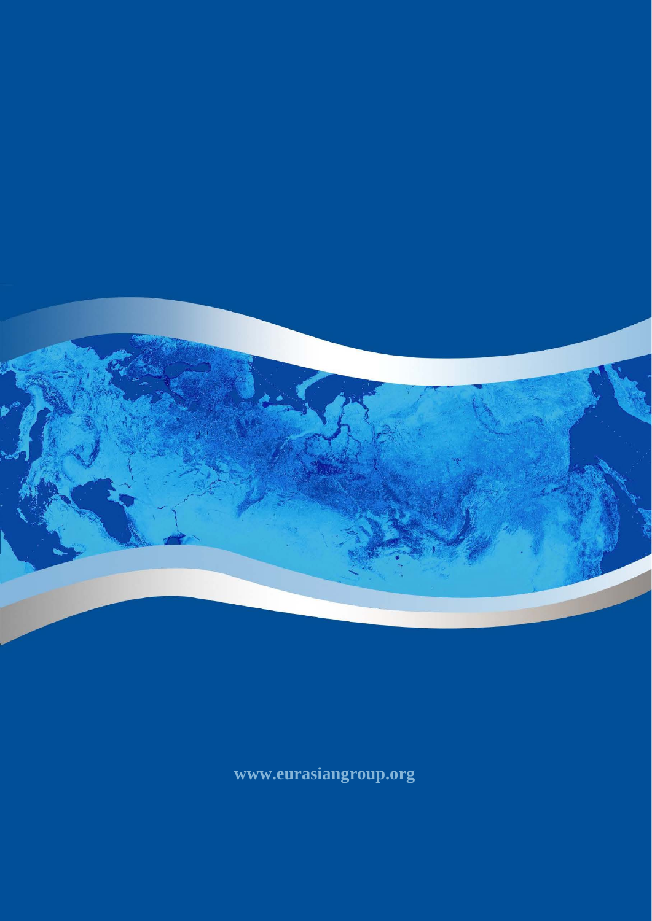www.eurasiangroup.org